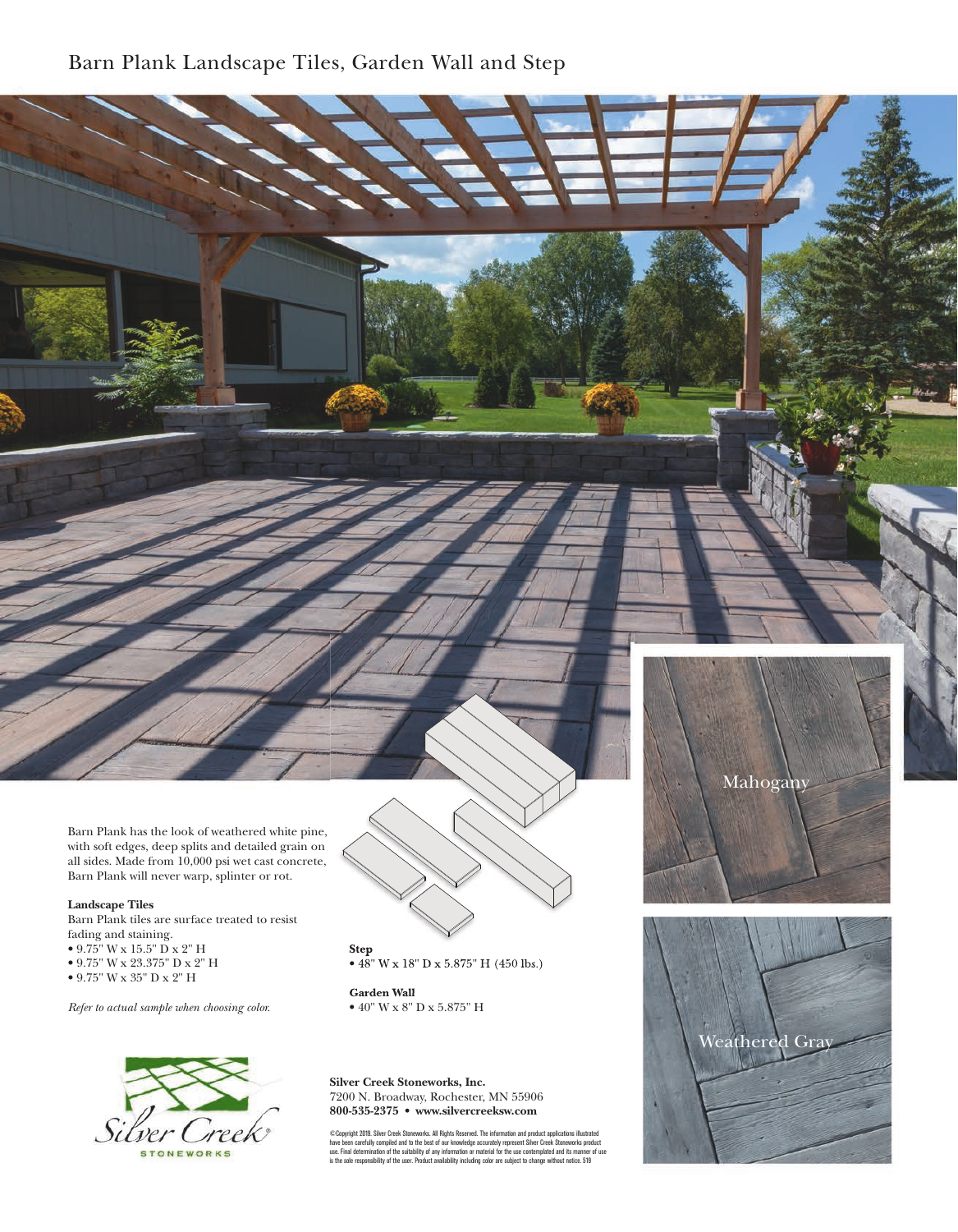# Barn Plank Landscape Tiles, Garden Wall and Step

Barn Plank has the look of weathered white pine, with soft edges, deep splits and detailed grain on all sides. Made from 10,000 psi wet cast concrete, Barn Plank will never warp, splinter or rot.

**Landscape Tiles**

Barn Plank tiles are surface treated to resist fading and staining.

- 9.75" W x 15.5" D x 2" H
- 9.75" W x 23.375" D x 2" H
- 9.75" W x 35" D x 2" H

*Refer to actual sample when choosing color.*

**Step**

- 48" W x 18" D x 5.875" H (450 lbs.)

**Garden Wall**

- 40" W x 8" D x 5.875" H

Mahogany

Weathered Gray

**Silver Creek Stoneworks, Inc.**
7200 N. Broadway, Rochester, MN 55906
**800-535-2375 • www.silvercreeksw.com**

©Copyright 2019. Silver Creek Stoneworks. All Rights Reserved. The information and product applications illustrated have been carefully compiled and to the best of our knowledge accurately represent Silver Creek Stoneworks product use. Final determination of the suitability of any information or material for the use contemplated and its manner of use is the sole responsibility of the user. Product availability including color are subject to change without notice. 519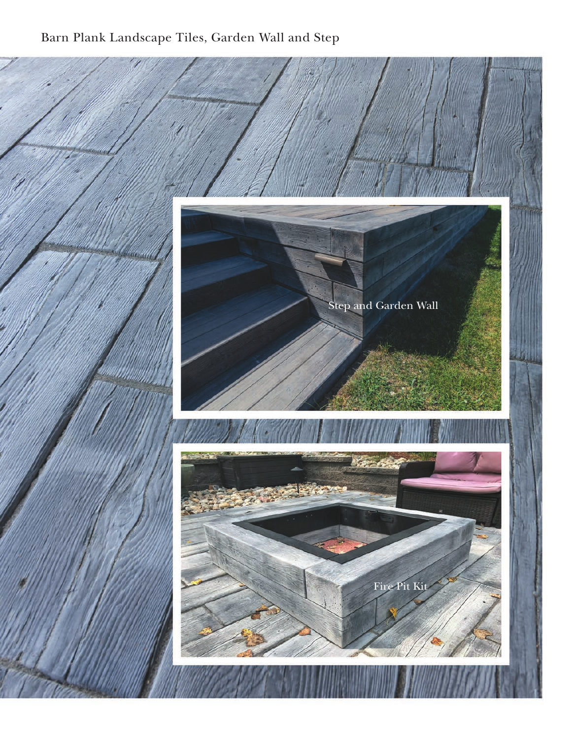# Barn Plank Landscape Tiles, Garden Wall and Step

Step and Garden Wall

Fire Pit Kit